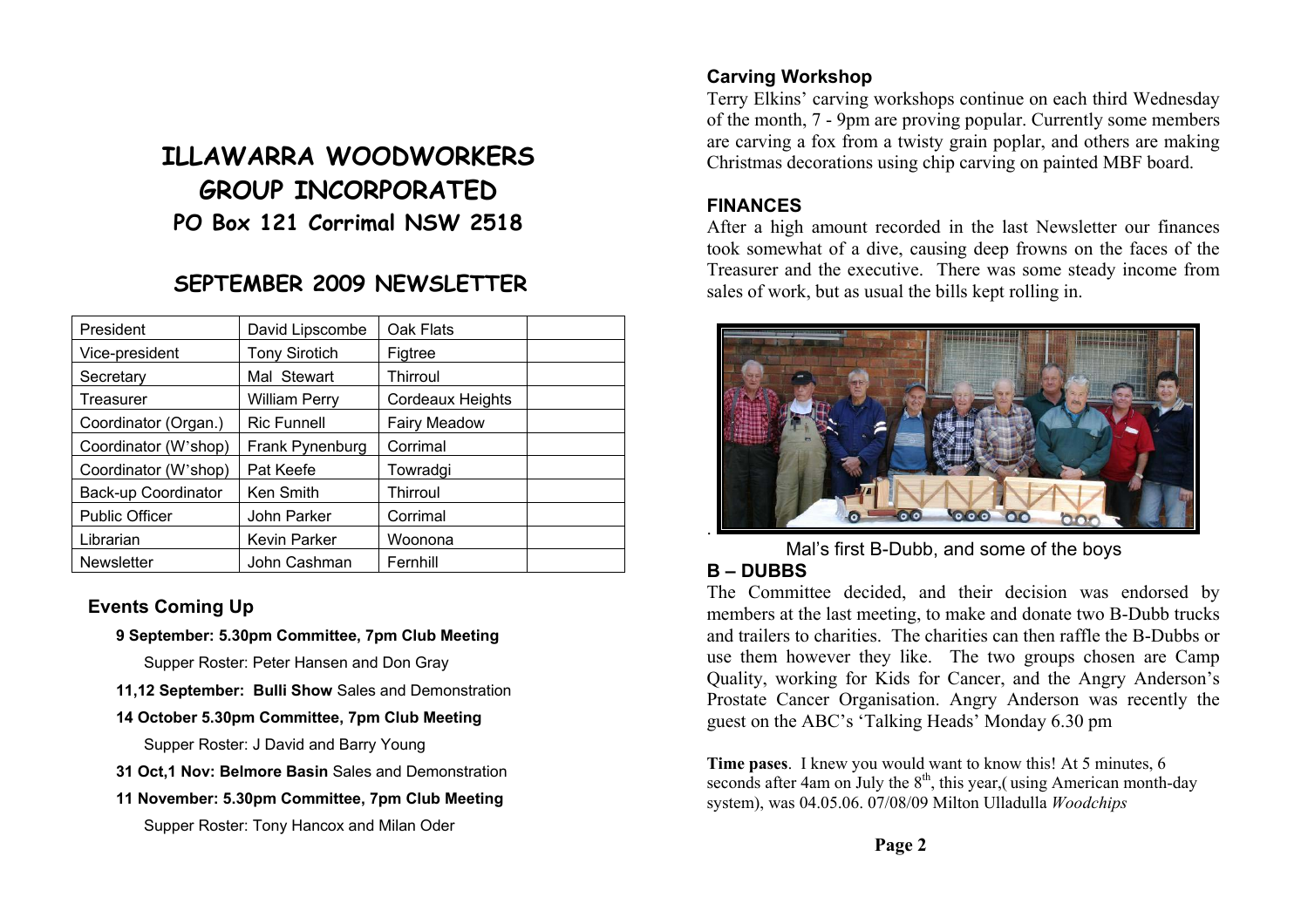# ILLAWARRA WOODWORKERS GROUP INCORPORATED

## PO Box 121 Corrimal NSW 2518

## SEPTEMBER 2009 NEWSLETTER

| President | David Lipscombe | Oak Flats | |
|---|---|---|---|
| Vice-president | Tony Sirotich | Figtree | |
| Secretary | Mal Stewart | Thirroul | |
| Treasurer | William Perry | Cordeaux Heights | |
| Coordinator (Organ.) | Ric Funnell | Fairy Meadow | |
| Coordinator (W'shop) | Frank Pynenburg | Corrimal | |
| Coordinator (W'shop) | Pat Keefe | Towradgi | |
| Back-up Coordinator | Ken Smith | Thirroul | |
| Public Officer | John Parker | Corrimal | |
| Librarian | Kevin Parker | Woonona | |
| Newsletter | John Cashman | Fernhill | |

### Events Coming Up

**9 September: 5.30pm Committee, 7pm Club Meeting**

Supper Roster: Peter Hansen and Don Gray

**11,12 September: Bulli Show** Sales and Demonstration

**14 October 5.30pm Committee, 7pm Club Meeting**

Supper Roster: J David and Barry Young

**31 Oct,1 Nov: Belmore Basin** Sales and Demonstration

**11 November: 5.30pm Committee, 7pm Club Meeting**

Supper Roster: Tony Hancox and Milan Oder

### Carving Workshop

Terry Elkins' carving workshops continue on each third Wednesday of the month, 7 - 9pm are proving popular. Currently some members are carving a fox from a twisty grain poplar, and others are making Christmas decorations using chip carving on painted MBF board.

### FINANCES

After a high amount recorded in the last Newsletter our finances took somewhat of a dive, causing deep frowns on the faces of the Treasurer and the executive. There was some steady income from sales of work, but as usual the bills kept rolling in.

Mal's first B-Dubb, and some of the boys

### B – DUBBS

The Committee decided, and their decision was endorsed by members at the last meeting, to make and donate two B-Dubb trucks and trailers to charities. The charities can then raffle the B-Dubbs or use them however they like. The two groups chosen are Camp Quality, working for Kids for Cancer, and the Angry Anderson's Prostate Cancer Organisation. Angry Anderson was recently the guest on the ABC's 'Talking Heads' Monday 6.30 pm

**Time pases**. I knew you would want to know this! At 5 minutes, 6 seconds after 4am on July the 8th, this year,( using American month-day system), was 04.05.06. 07/08/09 Milton Ulladulla *Woodchips*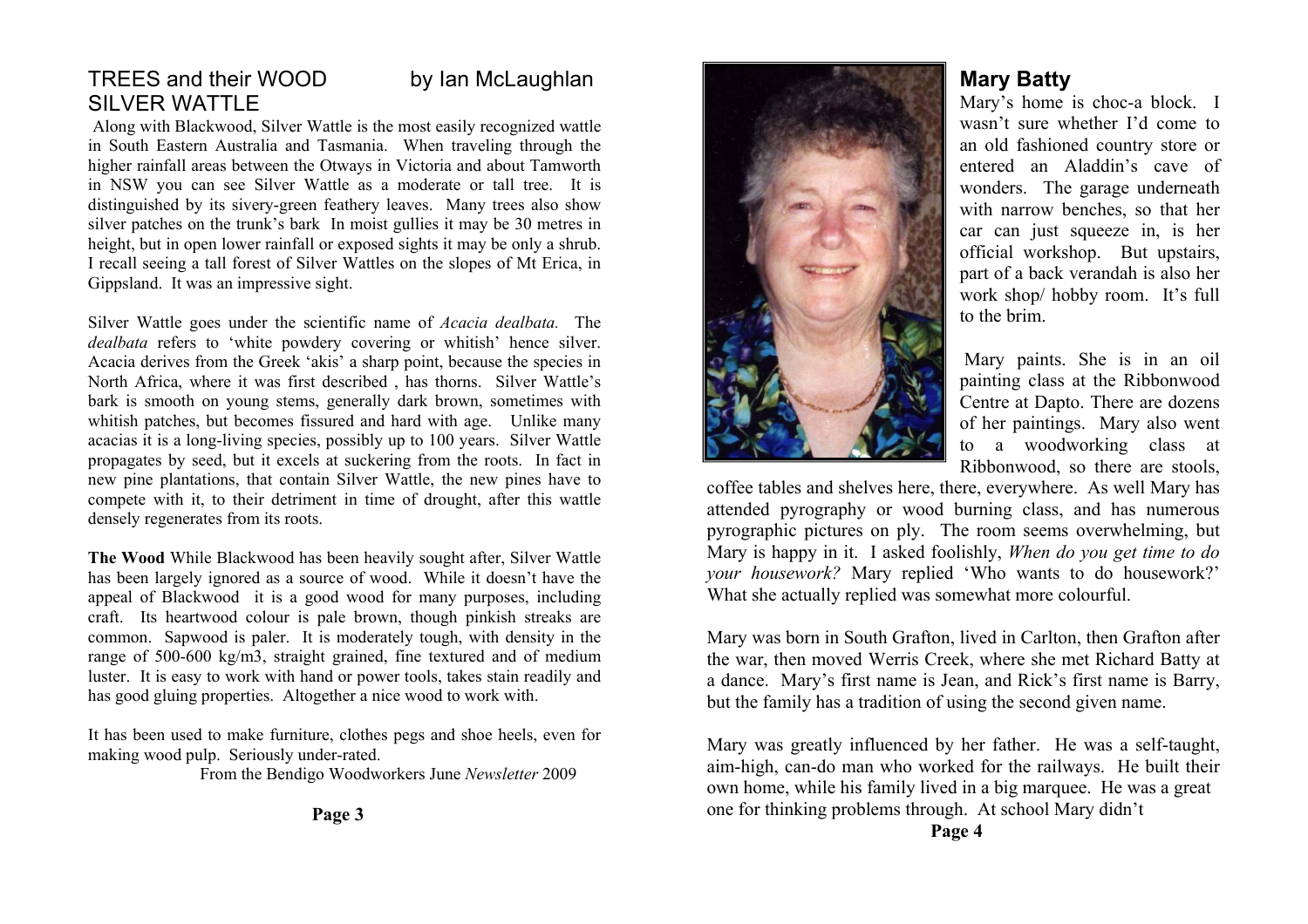## TREES and their WOOD by Ian McLaughlan

### SILVER WATTLE

Along with Blackwood, Silver Wattle is the most easily recognized wattle in South Eastern Australia and Tasmania. When traveling through the higher rainfall areas between the Otways in Victoria and about Tamworth in NSW you can see Silver Wattle as a moderate or tall tree. It is distinguished by its sivery-green feathery leaves. Many trees also show silver patches on the trunk's bark In moist gullies it may be 30 metres in height, but in open lower rainfall or exposed sights it may be only a shrub. I recall seeing a tall forest of Silver Wattles on the slopes of Mt Erica, in Gippsland. It was an impressive sight.

Silver Wattle goes under the scientific name of *Acacia dealbata.* The *dealbata* refers to 'white powdery covering or whitish' hence silver. Acacia derives from the Greek 'akis' a sharp point, because the species in North Africa, where it was first described , has thorns. Silver Wattle's bark is smooth on young stems, generally dark brown, sometimes with whitish patches, but becomes fissured and hard with age. Unlike many acacias it is a long-living species, possibly up to 100 years. Silver Wattle propagates by seed, but it excels at suckering from the roots. In fact in new pine plantations, that contain Silver Wattle, the new pines have to compete with it, to their detriment in time of drought, after this wattle densely regenerates from its roots.

**The Wood** While Blackwood has been heavily sought after, Silver Wattle has been largely ignored as a source of wood. While it doesn't have the appeal of Blackwood it is a good wood for many purposes, including craft. Its heartwood colour is pale brown, though pinkish streaks are common. Sapwood is paler. It is moderately tough, with density in the range of 500-600 kg/m3, straight grained, fine textured and of medium luster. It is easy to work with hand or power tools, takes stain readily and has good gluing properties. Altogether a nice wood to work with.

It has been used to make furniture, clothes pegs and shoe heels, even for making wood pulp. Seriously under-rated.

From the Bendigo Woodworkers June *Newsletter* 2009

## Mary Batty

Mary's home is choc-a block. I wasn't sure whether I'd come to an old fashioned country store or entered an Aladdin's cave of wonders. The garage underneath with narrow benches, so that her car can just squeeze in, is her official workshop. But upstairs, part of a back verandah is also her work shop/ hobby room. It's full to the brim.

Mary paints. She is in an oil painting class at the Ribbonwood Centre at Dapto. There are dozens of her paintings. Mary also went to a woodworking class at Ribbonwood, so there are stools, coffee tables and shelves here, there, everywhere. As well Mary has attended pyrography or wood burning class, and has numerous pyrographic pictures on ply. The room seems overwhelming, but Mary is happy in it. I asked foolishly, *When do you get time to do your housework?* Mary replied 'Who wants to do housework?' What she actually replied was somewhat more colourful.

Mary was born in South Grafton, lived in Carlton, then Grafton after the war, then moved Werris Creek, where she met Richard Batty at a dance. Mary's first name is Jean, and Rick's first name is Barry, but the family has a tradition of using the second given name.

Mary was greatly influenced by her father. He was a self-taught, aim-high, can-do man who worked for the railways. He built their own home, while his family lived in a big marquee. He was a great one for thinking problems through. At school Mary didn't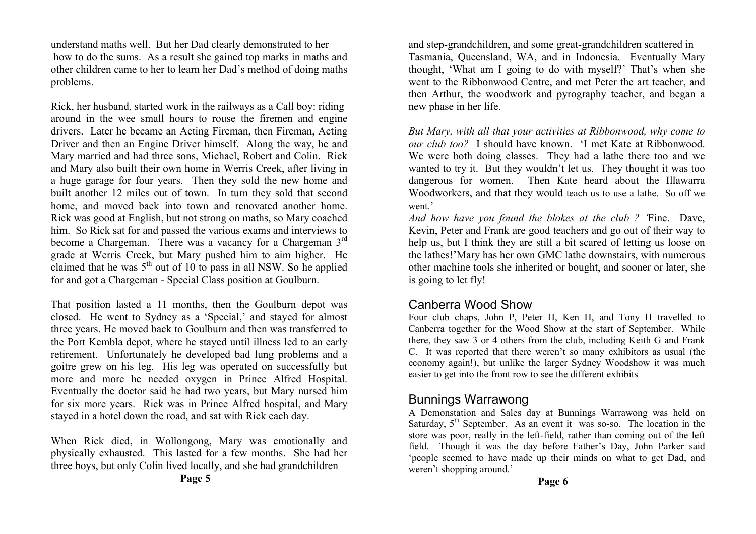understand maths well. But her Dad clearly demonstrated to her how to do the sums. As a result she gained top marks in maths and other children came to her to learn her Dad's method of doing maths problems.

Rick, her husband, started work in the railways as a Call boy: riding around in the wee small hours to rouse the firemen and engine drivers. Later he became an Acting Fireman, then Fireman, Acting Driver and then an Engine Driver himself. Along the way, he and Mary married and had three sons, Michael, Robert and Colin. Rick and Mary also built their own home in Werris Creek, after living in a huge garage for four years. Then they sold the new home and built another 12 miles out of town. In turn they sold that second home, and moved back into town and renovated another home. Rick was good at English, but not strong on maths, so Mary coached him. So Rick sat for and passed the various exams and interviews to become a Chargeman. There was a vacancy for a Chargeman 3rd grade at Werris Creek, but Mary pushed him to aim higher. He claimed that he was 5th out of 10 to pass in all NSW. So he applied for and got a Chargeman - Special Class position at Goulburn.

That position lasted a 11 months, then the Goulburn depot was closed. He went to Sydney as a 'Special,' and stayed for almost three years. He moved back to Goulburn and then was transferred to the Port Kembla depot, where he stayed until illness led to an early retirement. Unfortunately he developed bad lung problems and a goitre grew on his leg. His leg was operated on successfully but more and more he needed oxygen in Prince Alfred Hospital. Eventually the doctor said he had two years, but Mary nursed him for six more years. Rick was in Prince Alfred hospital, and Mary stayed in a hotel down the road, and sat with Rick each day.

When Rick died, in Wollongong, Mary was emotionally and physically exhausted. This lasted for a few months. She had her three boys, but only Colin lived locally, and she had grandchildren and step-grandchildren, and some great-grandchildren scattered in Tasmania, Queensland, WA, and in Indonesia. Eventually Mary thought, 'What am I going to do with myself?' That's when she went to the Ribbonwood Centre, and met Peter the art teacher, and then Arthur, the woodwork and pyrography teacher, and began a new phase in her life.

*But Mary, with all that your activities at Ribbonwood, why come to our club too?* I should have known. 'I met Kate at Ribbonwood. We were both doing classes. They had a lathe there too and we wanted to try it. But they wouldn't let us. They thought it was too dangerous for women. Then Kate heard about the Illawarra Woodworkers, and that they would teach us to use a lathe. So off we went.'

*And how have you found the blokes at the club ?* 'Fine. Dave, Kevin, Peter and Frank are good teachers and go out of their way to help us, but I think they are still a bit scared of letting us loose on the lathes!' Mary has her own GMC lathe downstairs, with numerous other machine tools she inherited or bought, and sooner or later, she is going to let fly!

## Canberra Wood Show

Four club chaps, John P, Peter H, Ken H, and Tony H travelled to Canberra together for the Wood Show at the start of September. While there, they saw 3 or 4 others from the club, including Keith G and Frank C. It was reported that there weren't so many exhibitors as usual (the economy again!), but unlike the larger Sydney Woodshow it was much easier to get into the front row to see the different exhibits

## Bunnings Warrawong

A Demonstation and Sales day at Bunnings Warrawong was held on Saturday, 5th September. As an event it was so-so. The location in the store was poor, really in the left-field, rather than coming out of the left field. Though it was the day before Father's Day, John Parker said 'people seemed to have made up their minds on what to get Dad, and weren't shopping around.'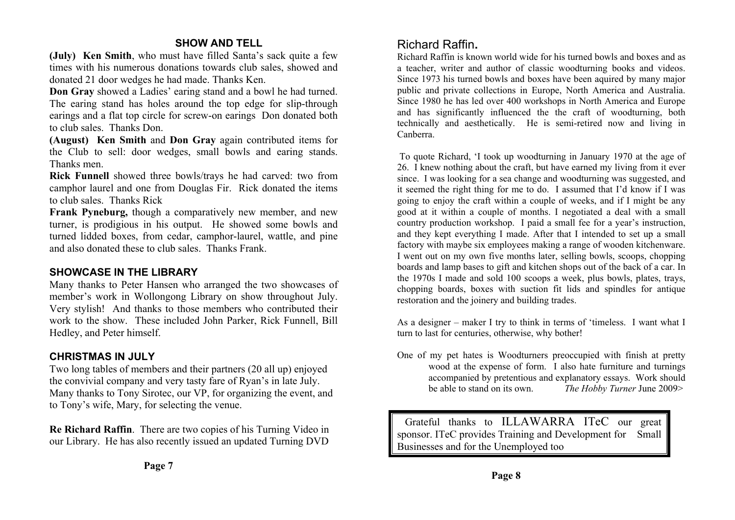## SHOW AND TELL

**(July) Ken Smith**, who must have filled Santa's sack quite a few times with his numerous donations towards club sales, showed and donated 21 door wedges he had made. Thanks Ken.

**Don Gray** showed a Ladies' earing stand and a bowl he had turned. The earing stand has holes around the top edge for slip-through earings and a flat top circle for screw-on earings Don donated both to club sales. Thanks Don.

**(August) Ken Smith** and **Don Gray** again contributed items for the Club to sell: door wedges, small bowls and earing stands. Thanks men.

**Rick Funnell** showed three bowls/trays he had carved: two from camphor laurel and one from Douglas Fir. Rick donated the items to club sales. Thanks Rick

**Frank Pyneburg,** though a comparatively new member, and new turner, is prodigious in his output. He showed some bowls and turned lidded boxes, from cedar, camphor-laurel, wattle, and pine and also donated these to club sales. Thanks Frank.

## SHOWCASE IN THE LIBRARY

Many thanks to Peter Hansen who arranged the two showcases of member's work in Wollongong Library on show throughout July. Very stylish! And thanks to those members who contributed their work to the show. These included John Parker, Rick Funnell, Bill Hedley, and Peter himself.

## CHRISTMAS IN JULY

Two long tables of members and their partners (20 all up) enjoyed the convivial company and very tasty fare of Ryan's in late July. Many thanks to Tony Sirotec, our VP, for organizing the event, and to Tony's wife, Mary, for selecting the venue.

**Re Richard Raffin**. There are two copies of his Turning Video in our Library. He has also recently issued an updated Turning DVD

## Richard Raffin.

Richard Raffin is known world wide for his turned bowls and boxes and as a teacher, writer and author of classic woodturning books and videos. Since 1973 his turned bowls and boxes have been aquired by many major public and private collections in Europe, North America and Australia. Since 1980 he has led over 400 workshops in North America and Europe and has significantly influenced the the craft of woodturning, both technically and aesthetically. He is semi-retired now and living in Canberra.

To quote Richard, 'I took up woodturning in January 1970 at the age of 26. I knew nothing about the craft, but have earned my living from it ever since. I was looking for a sea change and woodturning was suggested, and it seemed the right thing for me to do. I assumed that I'd know if I was going to enjoy the craft within a couple of weeks, and if I might be any good at it within a couple of months. I negotiated a deal with a small country production workshop. I paid a small fee for a year's instruction, and they kept everything I made. After that I intended to set up a small factory with maybe six employees making a range of wooden kitchenware. I went out on my own five months later, selling bowls, scoops, chopping boards and lamp bases to gift and kitchen shops out of the back of a car. In the 1970s I made and sold 100 scoops a week, plus bowls, plates, trays, chopping boards, boxes with suction fit lids and spindles for antique restoration and the joinery and building trades.

As a designer – maker I try to think in terms of 'timeless. I want what I turn to last for centuries, otherwise, why bother!

One of my pet hates is Woodturners preoccupied with finish at pretty wood at the expense of form. I also hate furniture and turnings accompanied by pretentious and explanatory essays. Work should be able to stand on its own. *The Hobby Turner* June 2009>

Grateful thanks to ILLAWARRA ITeC our great sponsor. ITeC provides Training and Development for Small Businesses and for the Unemployed too